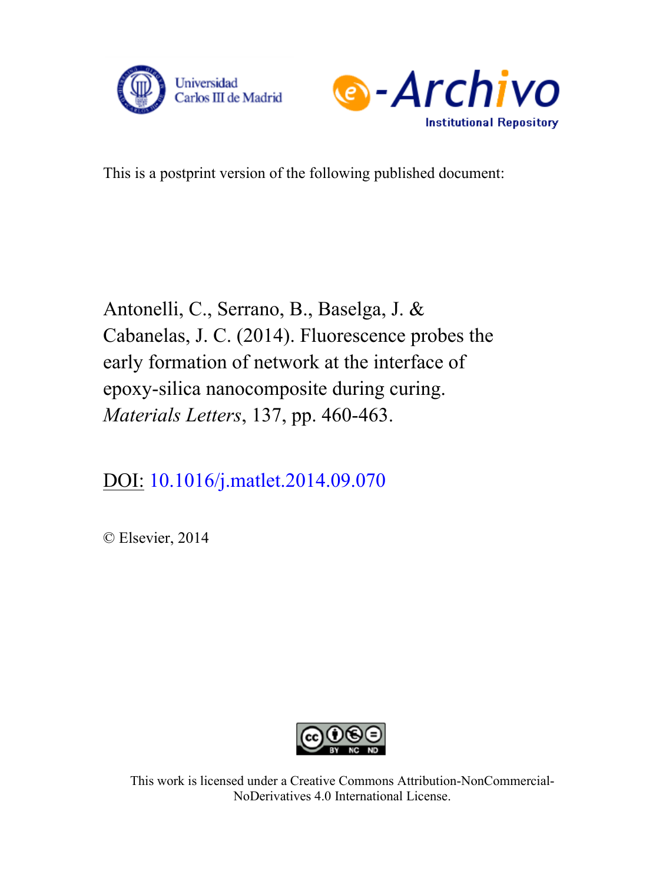Universidad Carlos III de Madrid

e-Archivo Institutional Repository

This is a postprint version of the following published document:

Antonelli, C., Serrano, B., Baselga, J. & Cabanelas, J. C. (2014). Fluorescence probes the early formation of network at the interface of epoxy-silica nanocomposite during curing. *Materials Letters*, 137, pp. 460-463.

DOI: 10.1016/j.matlet.2014.09.070

© Elsevier, 2014

This work is licensed under a Creative Commons Attribution-NonCommercial-NoDerivatives 4.0 International License.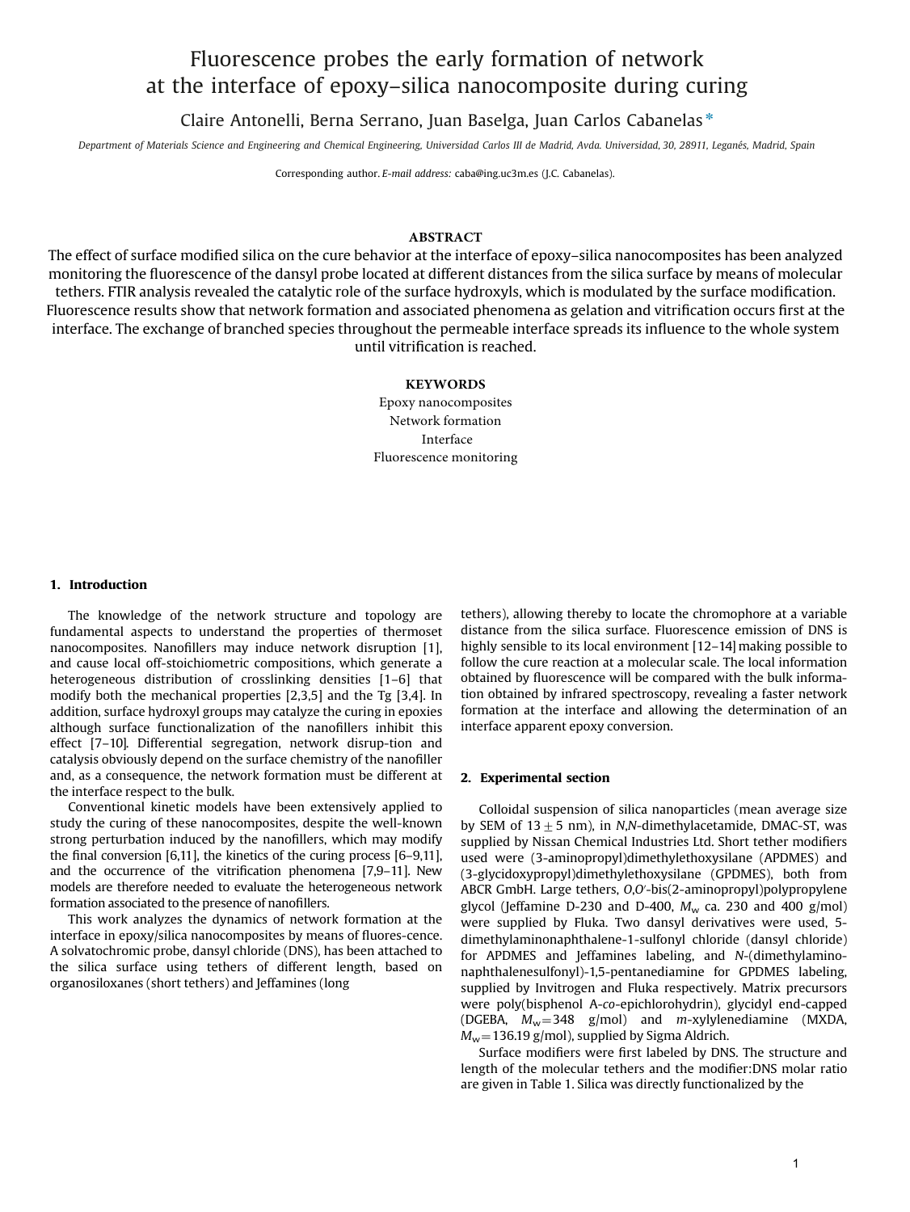# Fluorescence probes the early formation of network at the interface of epoxy–silica nanocomposite during curing

Claire Antonelli, Berna Serrano, Juan Baselga, Juan Carlos Cabanelas*

*Department of Materials Science and Engineering and Chemical Engineering, Universidad Carlos III de Madrid, Avda. Universidad, 30, 28911, Leganés, Madrid, Spain*

Corresponding author. *E-mail address:* caba@ing.uc3m.es (J.C. Cabanelas).

## ABSTRACT

The effect of surface modified silica on the cure behavior at the interface of epoxy–silica nanocomposites has been analyzed monitoring the fluorescence of the dansyl probe located at different distances from the silica surface by means of molecular tethers. FTIR analysis revealed the catalytic role of the surface hydroxyls, which is modulated by the surface modification. Fluorescence results show that network formation and associated phenomena as gelation and vitrification occurs first at the interface. The exchange of branched species throughout the permeable interface spreads its influence to the whole system until vitrification is reached.

## KEYWORDS

Epoxy nanocomposites
Network formation
Interface
Fluorescence monitoring

## 1. Introduction

The knowledge of the network structure and topology are fundamental aspects to understand the properties of thermoset nanocomposites. Nanofillers may induce network disruption [1], and cause local off-stoichiometric compositions, which generate a heterogeneous distribution of crosslinking densities [1–6] that modify both the mechanical properties [2,3,5] and the Tg [3,4]. In addition, surface hydroxyl groups may catalyze the curing in epoxies although surface functionalization of the nanofillers inhibit this effect [7–10]. Differential segregation, network disrup-tion and catalysis obviously depend on the surface chemistry of the nanofiller and, as a consequence, the network formation must be different at the interface respect to the bulk.

Conventional kinetic models have been extensively applied to study the curing of these nanocomposites, despite the well-known strong perturbation induced by the nanofillers, which may modify the final conversion [6,11], the kinetics of the curing process [6–9,11], and the occurrence of the vitrification phenomena [7,9–11]. New models are therefore needed to evaluate the heterogeneous network formation associated to the presence of nanofillers.

This work analyzes the dynamics of network formation at the interface in epoxy/silica nanocomposites by means of fluores-cence. A solvatochromic probe, dansyl chloride (DNS), has been attached to the silica surface using tethers of different length, based on organosiloxanes (short tethers) and Jeffamines (long tethers), allowing thereby to locate the chromophore at a variable distance from the silica surface. Fluorescence emission of DNS is highly sensible to its local environment [12–14] making possible to follow the cure reaction at a molecular scale. The local information obtained by fluorescence will be compared with the bulk informa-tion obtained by infrared spectroscopy, revealing a faster network formation at the interface and allowing the determination of an interface apparent epoxy conversion.

## 2. Experimental section

Colloidal suspension of silica nanoparticles (mean average size by SEM of $13 \pm 5$ nm), in *N,N*-dimethylacetamide, DMAC-ST, was supplied by Nissan Chemical Industries Ltd. Short tether modifiers used were (3-aminopropyl)dimethylethoxysilane (APDMES) and (3-glycidoxypropyl)dimethylethoxysilane (GPDMES), both from ABCR GmbH. Large tethers, *O,O'*-bis(2-aminopropyl)polypropylene glycol (Jeffamine D-230 and D-400, $M_w$ ca. 230 and 400 g/mol) were supplied by Fluka. Two dansyl derivatives were used, 5-dimethylaminonaphthalene-1-sulfonyl chloride (dansyl chloride) for APDMES and Jeffamines labeling, and *N*-(dimethylamino-naphthalenesulfonyl)-1,5-pentanediamine for GPDMES labeling, supplied by Invitrogen and Fluka respectively. Matrix precursors were poly(bisphenol A-*co*-epichlorohydrin), glycidyl end-capped (DGEBA, $M_w = 348$ g/mol) and *m*-xylylenediamine (MXDA, $M_w = 136.19$ g/mol), supplied by Sigma Aldrich.

Surface modifiers were first labeled by DNS. The structure and length of the molecular tethers and the modifier:DNS molar ratio are given in Table 1. Silica was directly functionalized by the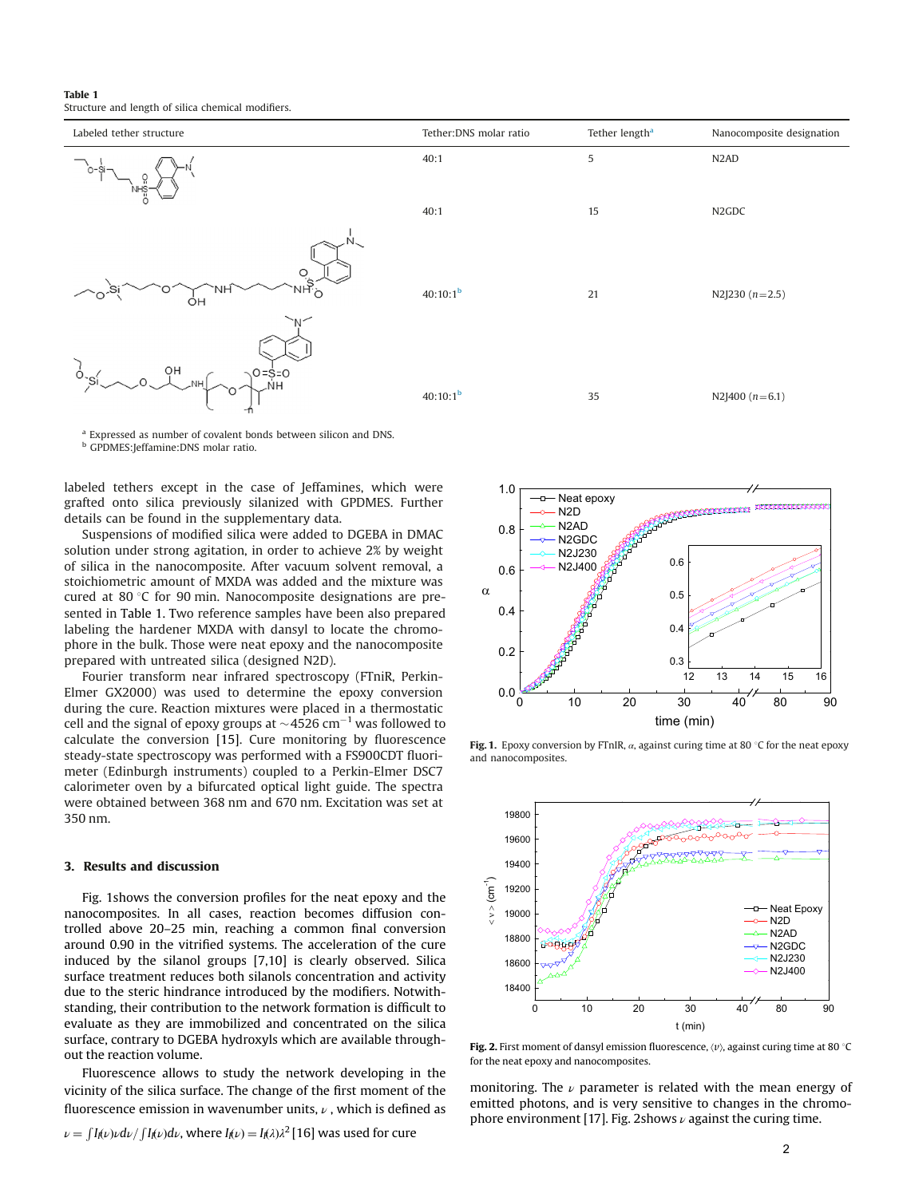**Table 1**
Structure and length of silica chemical modifiers.

| Labeled tether structure | Tether:DNS molar ratio | Tether length[a] | Nanocomposite designation |
|---|---|---|---|
| | 40:1 | 5 | N2AD |
| | 40:1 | 15 | N2GDC |
| | 40:10:1[b] | 21 | N2J230 ($n$=2.5) |
| | 40:10:1[b] | 35 | N2J400 ($n$=6.1) |

[a] Expressed as number of covalent bonds between silicon and DNS.
[b] GPDMES:Jeffamine:DNS molar ratio.

labeled tethers except in the case of Jeffamines, which were grafted onto silica previously silanized with GPDMES. Further details can be found in the supplementary data.

Suspensions of modified silica were added to DGEBA in DMAC solution under strong agitation, in order to achieve 2% by weight of silica in the nanocomposite. After vacuum solvent removal, a stoichiometric amount of MXDA was added and the mixture was cured at 80 °C for 90 min. Nanocomposite designations are presented in Table 1. Two reference samples have been also prepared labeling the hardener MXDA with dansyl to locate the chromophore in the bulk. Those were neat epoxy and the nanocomposite prepared with untreated silica (designed N2D).

Fourier transform near infrared spectroscopy (FTniR, Perkin-Elmer GX2000) was used to determine the epoxy conversion during the cure. Reaction mixtures were placed in a thermostatic cell and the signal of epoxy groups at ~4526 cm$^{-1}$ was followed to calculate the conversion [15]. Cure monitoring by fluorescence near infrared steady-state spectroscopy was performed with a FS900CDT fluorimeter (Edinburgh instruments) coupled to a Perkin-Elmer DSC7 calorimeter oven by a bifurcated optical light guide. The spectra were obtained between 368 nm and 670 nm. Excitation was set at 350 nm.

## 3. Results and discussion

Fig. 1shows the conversion profiles for the neat epoxy and the nanocomposites. In all cases, reaction becomes diffusion controlled above 20–25 min, reaching a common final conversion around 0.90 in the vitrified systems. The acceleration of the cure induced by the silanol groups [7,10] is clearly observed. Silica surface treatment reduces both silanols concentration and activity due to the steric hindrance introduced by the modifiers. Notwithstanding, their contribution to the network formation is difficult to evaluate as they are immobilized and concentrated on the silica surface, contrary to DGEBA hydroxyls which are available throughout the reaction volume.

Fluorescence allows to study the network developing in the vicinity of the silica surface. The change of the first moment of the fluorescence emission in wavenumber units, $\nu$ , which is defined as $\nu = \int I_f(\nu)\nu d\nu / \int I_f(\nu)d\nu$, where $I_f(\nu) = I_f(\lambda)\lambda^2$ [16] was used for cure monitoring. The $\nu$ parameter is related with the mean energy of emitted photons, and is very sensitive to changes in the chromophore environment [17]. Fig. 2shows $\nu$ against the curing time.

**Fig. 1.** Epoxy conversion by FTnIR, $\alpha$, against curing time at 80 °C for the neat epoxy and nanocomposites.

**Fig. 2.** First moment of dansyl emission fluorescence, $\langle\nu\rangle$, against curing time at 80 °C for the neat epoxy and nanocomposites.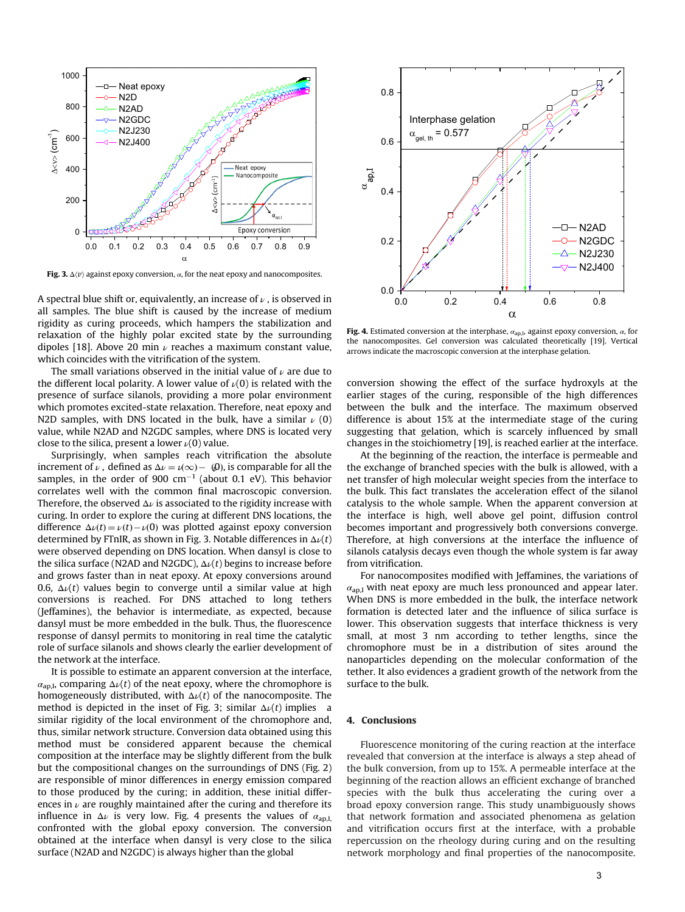**Fig. 3.** $\Delta\langle\nu\rangle$ against epoxy conversion, $\alpha$, for the neat epoxy and nanocomposites.

**Fig. 4.** Estimated conversion at the interphase, $\alpha_{ap,I}$, against epoxy conversion, $\alpha$, for the nanocomposites. Gel conversion was calculated theoretically [19]. Vertical arrows indicate the macroscopic conversion at the interphase gelation.

A spectral blue shift or, equivalently, an increase of $\nu$, is observed in all samples. The blue shift is caused by the increase of medium rigidity as curing proceeds, which hampers the stabilization and relaxation of the highly polar excited state by the surrounding dipoles [18]. Above 20 min $\nu$ reaches a maximum constant value, which coincides with the vitrification of the system.

The small variations observed in the initial value of $\nu$ are due to the different local polarity. A lower value of $\nu(0)$ is related with the presence of surface silanols, providing a more polar environment which promotes excited-state relaxation. Therefore, neat epoxy and N2D samples, with DNS located in the bulk, have a similar $\nu$ (0) value, while N2AD and N2GDC samples, where DNS is located very close to the silica, present a lower $\nu(0)$ value.

Surprisingly, when samples reach vitrification the absolute increment of $\nu$, defined as $\Delta\nu = \nu(\infty) - \nu(0)$, is comparable for all the samples, in the order of 900 $cm^{-1}$ (about 0.1 eV). This behavior correlates well with the common final macroscopic conversion. Therefore, the observed $\Delta\nu$ is associated to the rigidity increase with curing. In order to explore the curing at different DNS locations, the difference $\Delta\nu(t) = \nu(t) - \nu(0)$ was plotted against epoxy conversion determined by FTnIR, as shown in Fig. 3. Notable differences in $\Delta\nu(t)$ were observed depending on DNS location. When dansyl is close to the silica surface (N2AD and N2GDC), $\Delta\nu(t)$ begins to increase before and grows faster than in neat epoxy. At epoxy conversions around 0.6, $\Delta\nu(t)$ values begin to converge until a similar value at high conversions is reached. For DNS attached to long tethers (Jeffamines), the behavior is intermediate, as expected, because dansyl must be more embedded in the bulk. Thus, the fluorescence response of dansyl permits to monitoring in real time the catalytic role of surface silanols and shows clearly the earlier development of the network at the interface.

It is possible to estimate an apparent conversion at the interface, $\alpha_{ap,I}$, comparing $\Delta\nu(t)$ of the neat epoxy, where the chromophore is homogeneously distributed, with $\Delta\nu(t)$ of the nanocomposite. The method is depicted in the inset of Fig. 3; similar $\Delta\nu(t)$ implies a similar rigidity of the local environment of the chromophore and, thus, similar network structure. Conversion data obtained using this method must be considered apparent because the chemical composition at the interface may be slightly different from the bulk but the compositional changes on the surroundings of DNS (Fig. 2) are responsible of minor differences in energy emission compared to those produced by the curing; in addition, these initial differences in $\nu$ are roughly maintained after the curing and therefore its influence in $\Delta\nu$ is very low. Fig. 4 presents the values of $\alpha_{ap,I,}$ confronted with the global epoxy conversion. The conversion obtained at the interface when dansyl is very close to the silica surface (N2AD and N2GDC) is always higher than the global conversion showing the effect of the surface hydroxyls at the earlier stages of the curing, responsible of the high differences between the bulk and the interface. The maximum observed difference is about 15% at the intermediate stage of the curing suggesting that gelation, which is scarcely influenced by small changes in the stoichiometry [19], is reached earlier at the interface.

At the beginning of the reaction, the interface is permeable and the exchange of branched species with the bulk is allowed, with a net transfer of high molecular weight species from the interface to the bulk. This fact translates the acceleration effect of the silanol catalysis to the whole sample. When the apparent conversion at the interface is high, well above gel point, diffusion control becomes important and progressively both conversions converge. Therefore, at high conversions at the interface the influence of silanols catalysis decays even though the whole system is far away from vitrification.

For nanocomposites modified with Jeffamines, the variations of $\alpha_{ap,I}$ with neat epoxy are much less pronounced and appear later. When DNS is more embedded in the bulk, the interface network formation is detected later and the influence of silica surface is lower. This observation suggests that interface thickness is very small, at most 3 nm according to tether lengths, since the chromophore must be in a distribution of sites around the nanoparticles depending on the molecular conformation of the tether. It also evidences a gradient growth of the network from the surface to the bulk.

## 4. Conclusions

Fluorescence monitoring of the curing reaction at the interface revealed that conversion at the interface is always a step ahead of the bulk conversion, from up to 15%. A permeable interface at the beginning of the reaction allows an efficient exchange of branched species with the bulk thus accelerating the curing over a broad epoxy conversion range. This study unambiguously shows that network formation and associated phenomena as gelation and vitrification occurs first at the interface, with a probable repercussion on the rheology during curing and on the resulting network morphology and final properties of the nanocomposite.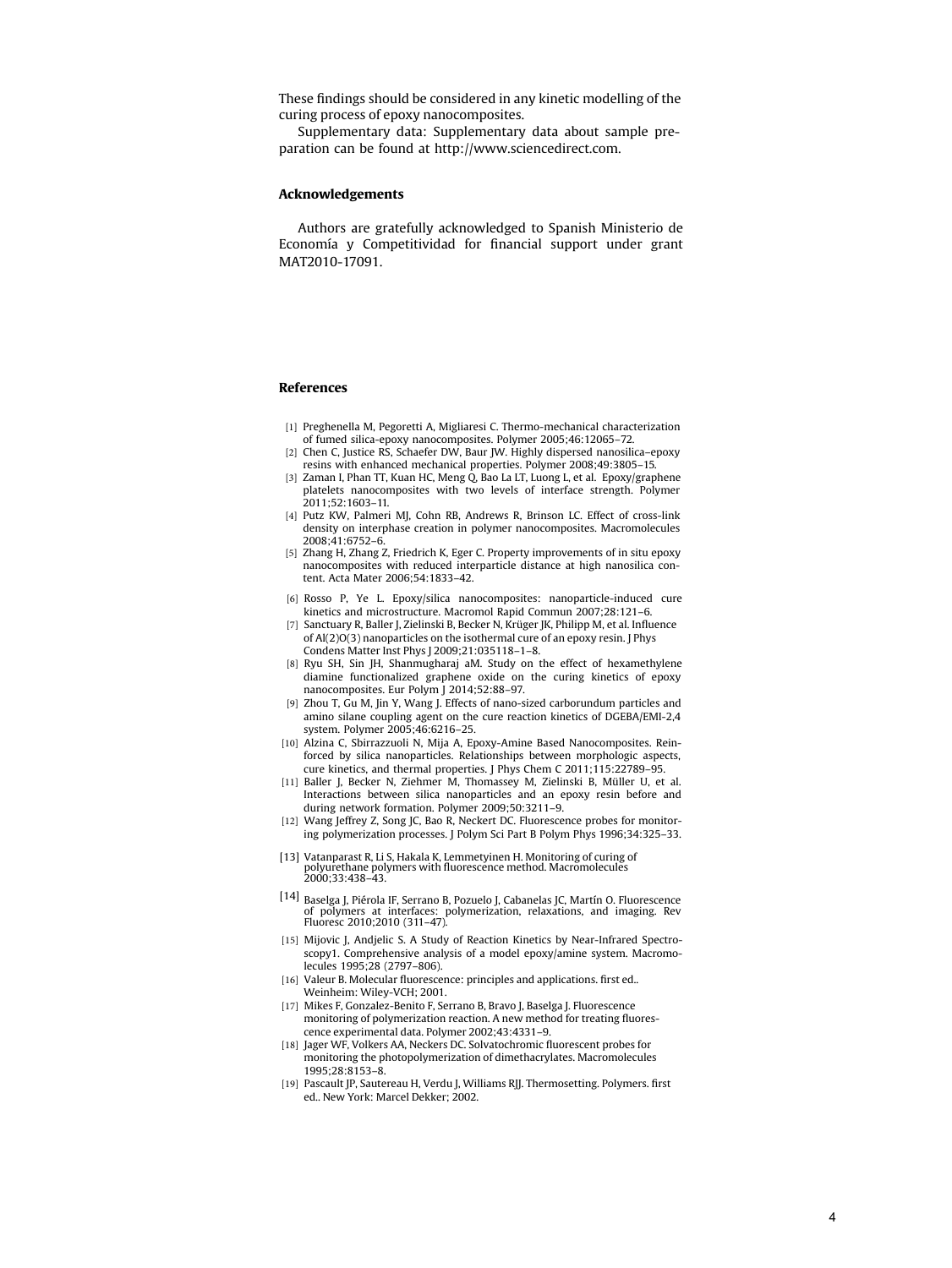These findings should be considered in any kinetic modelling of the curing process of epoxy nanocomposites.

Supplementary data: Supplementary data about sample preparation can be found at http://www.sciencedirect.com.

## Acknowledgements

Authors are gratefully acknowledged to Spanish Ministerio de Economía y Competitividad for financial support under grant MAT2010-17091.

## References

[1] Preghenella M, Pegoretti A, Migliaresi C. Thermo-mechanical characterization of fumed silica-epoxy nanocomposites. Polymer 2005;46:12065–72.

[2] Chen C, Justice RS, Schaefer DW, Baur JW. Highly dispersed nanosilica–epoxy resins with enhanced mechanical properties. Polymer 2008;49:3805–15.

[3] Zaman I, Phan TT, Kuan HC, Meng Q, Bao La LT, Luong L, et al. Epoxy/graphene platelets nanocomposites with two levels of interface strength. Polymer 2011;52:1603–11.

[4] Putz KW, Palmeri MJ, Cohn RB, Andrews R, Brinson LC. Effect of cross-link density on interphase creation in polymer nanocomposites. Macromolecules 2008;41:6752–6.

[5] Zhang H, Zhang Z, Friedrich K, Eger C. Property improvements of in situ epoxy nanocomposites with reduced interparticle distance at high nanosilica content. Acta Mater 2006;54:1833–42.

[6] Rosso P, Ye L. Epoxy/silica nanocomposites: nanoparticle-induced cure kinetics and microstructure. Macromol Rapid Commun 2007;28:121–6.

[7] Sanctuary R, Baller J, Zielinski B, Becker N, Krüger JK, Philipp M, et al. Influence of Al(2)O(3) nanoparticles on the isothermal cure of an epoxy resin. J Phys Condens Matter Inst Phys J 2009;21:035118–1–8.

[8] Ryu SH, Sin JH, Shanmugharaj aM. Study on the effect of hexamethylene diamine functionalized graphene oxide on the curing kinetics of epoxy nanocomposites. Eur Polym J 2014;52:88–97.

[9] Zhou T, Gu M, Jin Y, Wang J. Effects of nano-sized carborundum particles and amino silane coupling agent on the cure reaction kinetics of DGEBA/EMI-2,4 system. Polymer 2005;46:6216–25.

[10] Alzina C, Sbirrazzuoli N, Mija A, Epoxy-Amine Based Nanocomposites. Reinforced by silica nanoparticles. Relationships between morphologic aspects, cure kinetics, and thermal properties. J Phys Chem C 2011;115:22789–95.

[11] Baller J, Becker N, Ziehmer M, Thomassey M, Zielinski B, Müller U, et al. Interactions between silica nanoparticles and an epoxy resin before and during network formation. Polymer 2009;50:3211–9.

[12] Wang Jeffrey Z, Song JC, Bao R, Neckert DC. Fluorescence probes for monitoring polymerization processes. J Polym Sci Part B Polym Phys 1996;34:325–33.

[13] Vatanparast R, Li S, Hakala K, Lemmetyinen H. Monitoring of curing of polyurethane polymers with fluorescence method. Macromolecules 2000;33:438–43.

[14] Baselga J, Piérola IF, Serrano B, Pozuelo J, Cabanelas JC, Martín O. Fluorescence of polymers at interfaces: polymerization, relaxations, and imaging. Rev Fluoresc 2010;2010 (311–47).

[15] Mijovic J, Andjelic S. A Study of Reaction Kinetics by Near-Infrared Spectroscopy1. Comprehensive analysis of a model epoxy/amine system. Macromolecules 1995;28 (2797–806).

[16] Valeur B. Molecular fluorescence: principles and applications. first ed.. Weinheim: Wiley-VCH; 2001.

[17] Mikes F, Gonzalez-Benito F, Serrano B, Bravo J, Baselga J. Fluorescence monitoring of polymerization reaction. A new method for treating fluorescence experimental data. Polymer 2002;43:4331–9.

[18] Jager WF, Volkers AA, Neckers DC. Solvatochromic fluorescent probes for monitoring the photopolymerization of dimethacrylates. Macromolecules 1995;28:8153–8.

[19] Pascault JP, Sautereau H, Verdu J, Williams RJJ. Thermosetting. Polymers. first ed.. New York: Marcel Dekker; 2002.